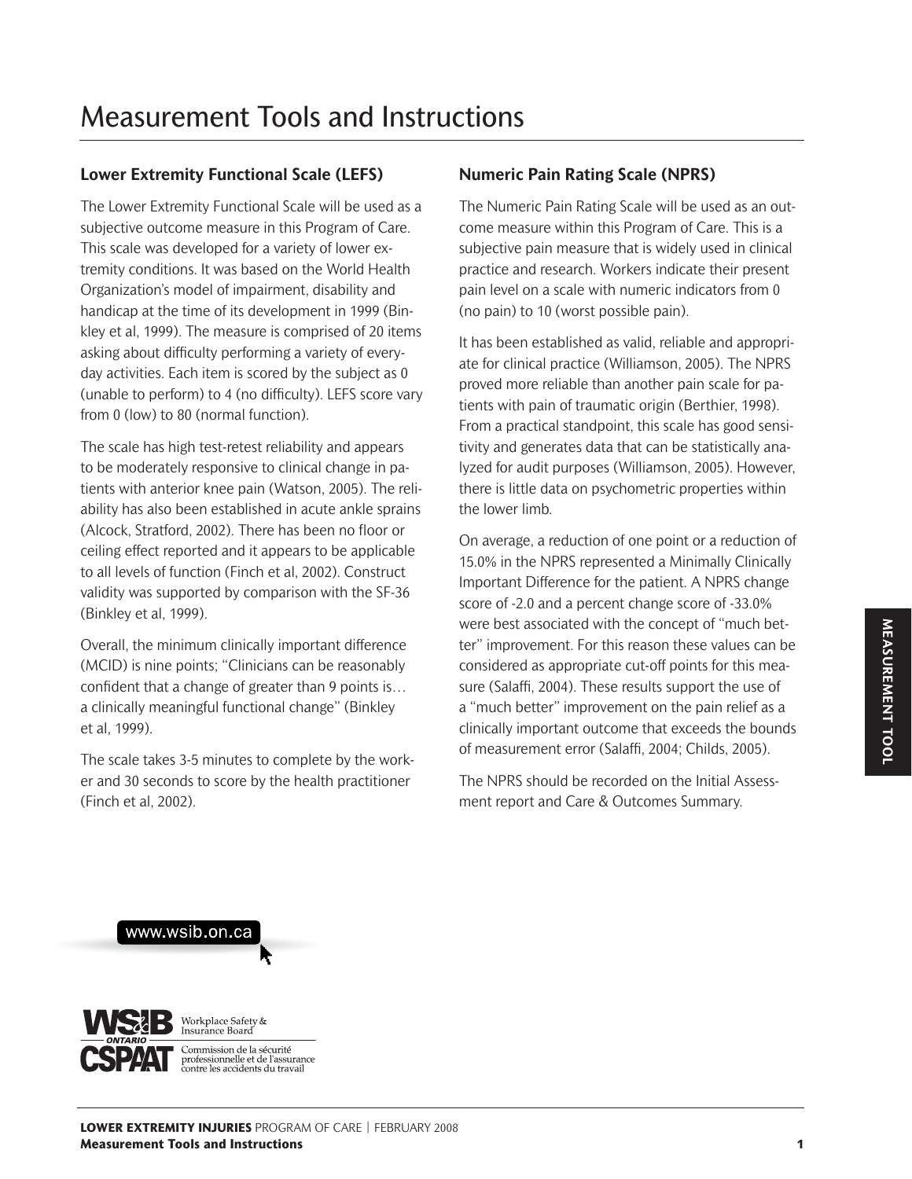# Measurement Tools and Instructions

## Lower Extremity Functional Scale (LEFS)

The Lower Extremity Functional Scale will be used as a subjective outcome measure in this Program of Care. This scale was developed for a variety of lower extremity conditions. It was based on the World Health Organization's model of impairment, disability and handicap at the time of its development in 1999 (Binkley et al, 1999). The measure is comprised of 20 items asking about difficulty performing a variety of everyday activities. Each item is scored by the subject as 0 (unable to perform) to 4 (no difficulty). LEFS score vary from 0 (low) to 80 (normal function).

The scale has high test-retest reliability and appears to be moderately responsive to clinical change in patients with anterior knee pain (Watson, 2005). The reliability has also been established in acute ankle sprains (Alcock, Stratford, 2002). There has been no floor or ceiling effect reported and it appears to be applicable to all levels of function (Finch et al, 2002). Construct validity was supported by comparison with the SF-36 (Binkley et al, 1999).

Overall, the minimum clinically important difference (MCID) is nine points; "Clinicians can be reasonably confident that a change of greater than 9 points is… a clinically meaningful functional change" (Binkley et al, 1999).

The scale takes 3-5 minutes to complete by the worker and 30 seconds to score by the health practitioner (Finch et al, 2002).

## Numeric Pain Rating Scale (NPRS)

The Numeric Pain Rating Scale will be used as an outcome measure within this Program of Care. This is a subjective pain measure that is widely used in clinical practice and research. Workers indicate their present pain level on a scale with numeric indicators from 0 (no pain) to 10 (worst possible pain).

It has been established as valid, reliable and appropriate for clinical practice (Williamson, 2005). The NPRS proved more reliable than another pain scale for patients with pain of traumatic origin (Berthier, 1998). From a practical standpoint, this scale has good sensitivity and generates data that can be statistically analyzed for audit purposes (Williamson, 2005). However, there is little data on psychometric properties within the lower limb.

On average, a reduction of one point or a reduction of 15.0% in the NPRS represented a Minimally Clinically Important Difference for the patient. A NPRS change score of -2.0 and a percent change score of -33.0% were best associated with the concept of "much better" improvement. For this reason these values can be considered as appropriate cut-off points for this measure (Salaffi, 2004). These results support the use of a "much better" improvement on the pain relief as a clinically important outcome that exceeds the bounds of measurement error (Salaffi, 2004; Childs, 2005).

The NPRS should be recorded on the Initial Assessment report and Care & Outcomes Summary.

www.wsib.on.ca

WSIB ONTARIO Workplace Safety & Insurance Board

CSPAAT Commission de la sécurité professionnelle et de l'assurance contre les accidents du travail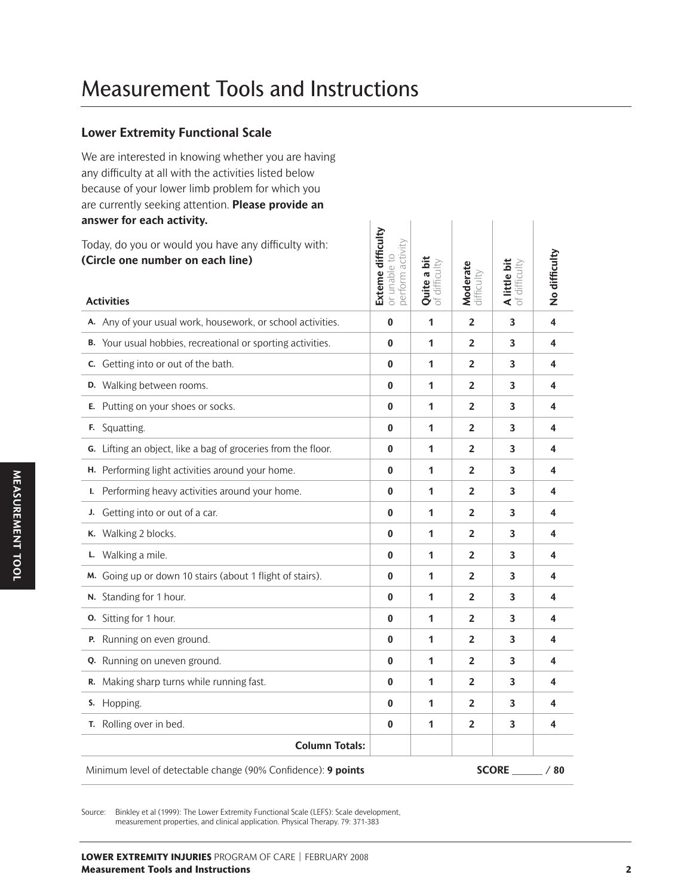# Measurement Tools and Instructions

### Lower Extremity Functional Scale

We are interested in knowing whether you are having any difficulty at all with the activities listed below because of your lower limb problem for which you are currently seeking attention. **Please provide an answer for each activity.**

Today, do you or would you have any difficulty with:
**(Circle one number on each line)**

| Activities | **Exteme difficulty** or unable to perform activity | **Quite a bit** of difficulty | **Moderate** difficulty | **A little bit** of difficulty | **No difficulty** |
|---|---|---|---|---|---|
| A. Any of your usual work, housework, or school activities. | 0 | 1 | 2 | 3 | 4 |
| B. Your usual hobbies, recreational or sporting activities. | 0 | 1 | 2 | 3 | 4 |
| C. Getting into or out of the bath. | 0 | 1 | 2 | 3 | 4 |
| D. Walking between rooms. | 0 | 1 | 2 | 3 | 4 |
| E. Putting on your shoes or socks. | 0 | 1 | 2 | 3 | 4 |
| F. Squatting. | 0 | 1 | 2 | 3 | 4 |
| G. Lifting an object, like a bag of groceries from the floor. | 0 | 1 | 2 | 3 | 4 |
| H. Performing light activities around your home. | 0 | 1 | 2 | 3 | 4 |
| I. Performing heavy activities around your home. | 0 | 1 | 2 | 3 | 4 |
| J. Getting into or out of a car. | 0 | 1 | 2 | 3 | 4 |
| K. Walking 2 blocks. | 0 | 1 | 2 | 3 | 4 |
| L. Walking a mile. | 0 | 1 | 2 | 3 | 4 |
| M. Going up or down 10 stairs (about 1 flight of stairs). | 0 | 1 | 2 | 3 | 4 |
| N. Standing for 1 hour. | 0 | 1 | 2 | 3 | 4 |
| O. Sitting for 1 hour. | 0 | 1 | 2 | 3 | 4 |
| P. Running on even ground. | 0 | 1 | 2 | 3 | 4 |
| Q. Running on uneven ground. | 0 | 1 | 2 | 3 | 4 |
| R. Making sharp turns while running fast. | 0 | 1 | 2 | 3 | 4 |
| S. Hopping. | 0 | 1 | 2 | 3 | 4 |
| T. Rolling over in bed. | 0 | 1 | 2 | 3 | 4 |
| **Column Totals:** | | | | | |

Minimum level of detectable change (90% Confidence): **9 points** **SCORE ______ / 80**

Source: Binkley et al (1999): The Lower Extremity Functional Scale (LEFS): Scale development, measurement properties, and clinical application. Physical Therapy. 79: 371-383